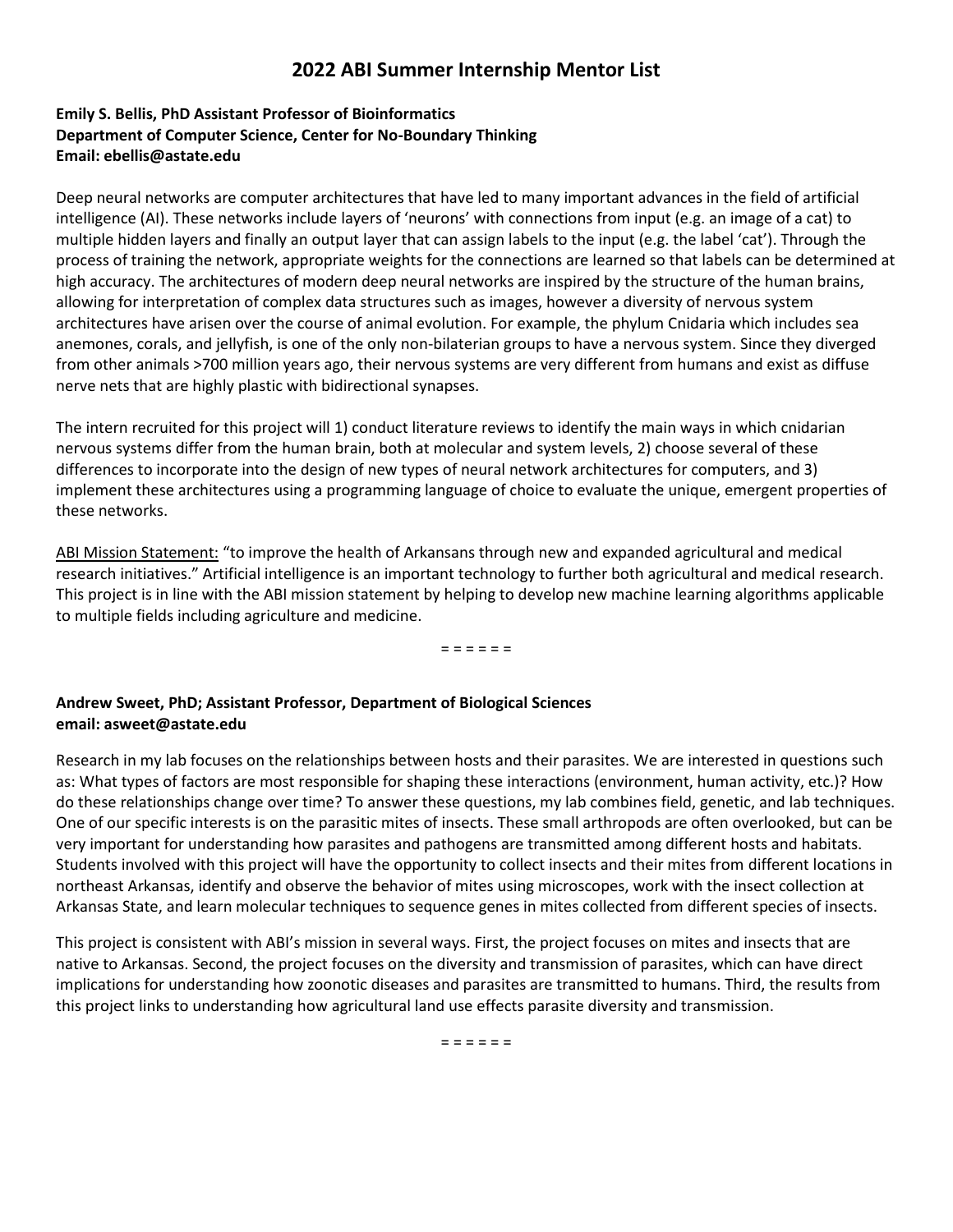# 2022 ABI Summer Internship Mentor List

**Emily S. Bellis, PhD Assistant Professor of Bioinformatics**
**Department of Computer Science, Center for No-Boundary Thinking**
**Email: ebellis@astate.edu**

Deep neural networks are computer architectures that have led to many important advances in the field of artificial intelligence (AI). These networks include layers of 'neurons' with connections from input (e.g. an image of a cat) to multiple hidden layers and finally an output layer that can assign labels to the input (e.g. the label 'cat'). Through the process of training the network, appropriate weights for the connections are learned so that labels can be determined at high accuracy. The architectures of modern deep neural networks are inspired by the structure of the human brains, allowing for interpretation of complex data structures such as images, however a diversity of nervous system architectures have arisen over the course of animal evolution. For example, the phylum Cnidaria which includes sea anemones, corals, and jellyfish, is one of the only non-bilaterian groups to have a nervous system. Since they diverged from other animals >700 million years ago, their nervous systems are very different from humans and exist as diffuse nerve nets that are highly plastic with bidirectional synapses.

The intern recruited for this project will 1) conduct literature reviews to identify the main ways in which cnidarian nervous systems differ from the human brain, both at molecular and system levels, 2) choose several of these differences to incorporate into the design of new types of neural network architectures for computers, and 3) implement these architectures using a programming language of choice to evaluate the unique, emergent properties of these networks.

<u>ABI Mission Statement:</u> "to improve the health of Arkansans through new and expanded agricultural and medical research initiatives." Artificial intelligence is an important technology to further both agricultural and medical research. This project is in line with the ABI mission statement by helping to develop new machine learning algorithms applicable to multiple fields including agriculture and medicine.

= = = = = =

**Andrew Sweet, PhD; Assistant Professor, Department of Biological Sciences**
**email: asweet@astate.edu**

Research in my lab focuses on the relationships between hosts and their parasites. We are interested in questions such as: What types of factors are most responsible for shaping these interactions (environment, human activity, etc.)? How do these relationships change over time? To answer these questions, my lab combines field, genetic, and lab techniques. One of our specific interests is on the parasitic mites of insects. These small arthropods are often overlooked, but can be very important for understanding how parasites and pathogens are transmitted among different hosts and habitats. Students involved with this project will have the opportunity to collect insects and their mites from different locations in northeast Arkansas, identify and observe the behavior of mites using microscopes, work with the insect collection at Arkansas State, and learn molecular techniques to sequence genes in mites collected from different species of insects.

This project is consistent with ABI's mission in several ways. First, the project focuses on mites and insects that are native to Arkansas. Second, the project focuses on the diversity and transmission of parasites, which can have direct implications for understanding how zoonotic diseases and parasites are transmitted to humans. Third, the results from this project links to understanding how agricultural land use effects parasite diversity and transmission.

= = = = = =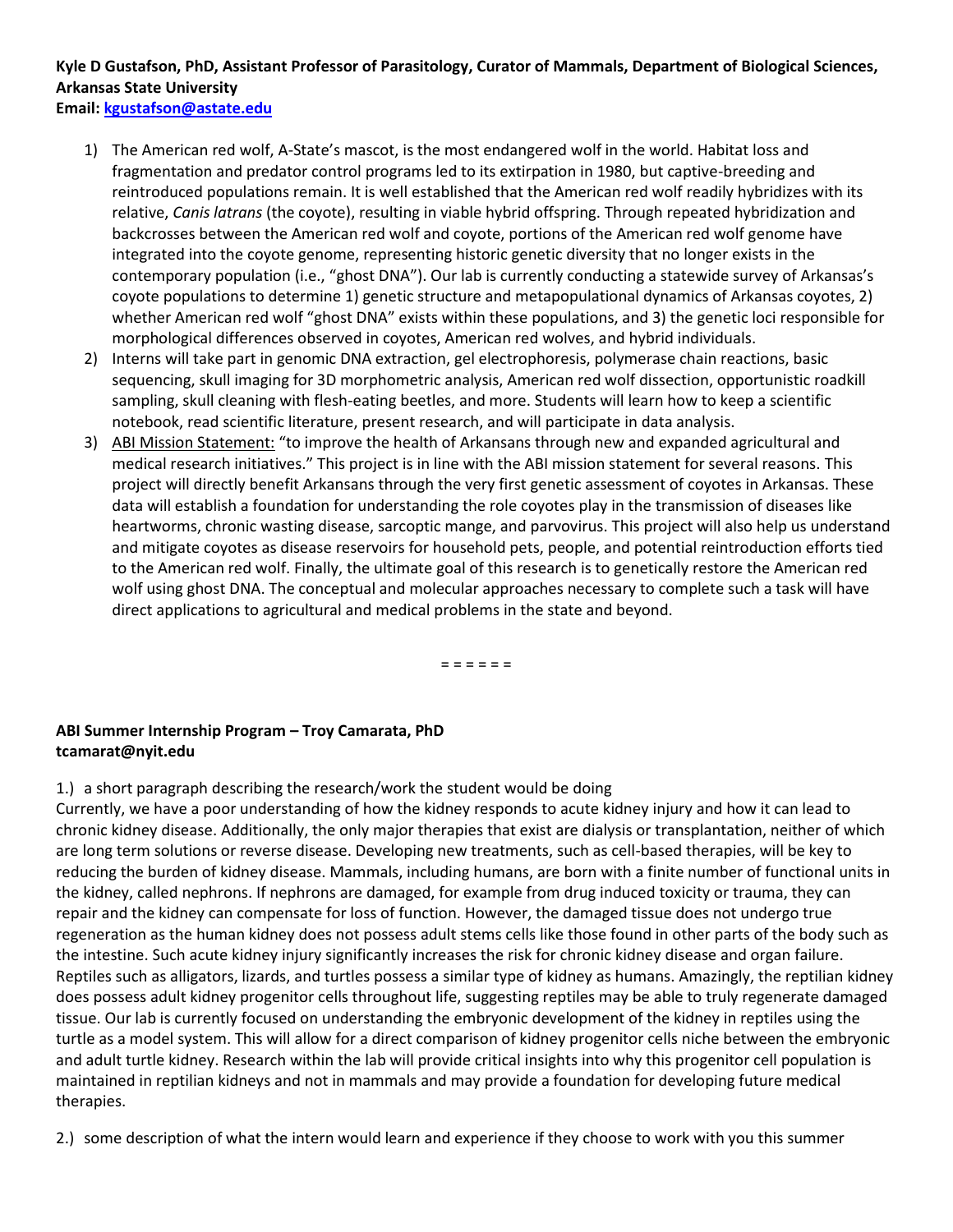**Kyle D Gustafson, PhD, Assistant Professor of Parasitology, Curator of Mammals, Department of Biological Sciences, Arkansas State University**
**Email: [kgustafson@astate.edu](mailto:kgustafson@astate.edu)**

1) The American red wolf, A-State's mascot, is the most endangered wolf in the world. Habitat loss and fragmentation and predator control programs led to its extirpation in 1980, but captive-breeding and reintroduced populations remain. It is well established that the American red wolf readily hybridizes with its relative, *Canis latrans* (the coyote), resulting in viable hybrid offspring. Through repeated hybridization and backcrosses between the American red wolf and coyote, portions of the American red wolf genome have integrated into the coyote genome, representing historic genetic diversity that no longer exists in the contemporary population (i.e., "ghost DNA"). Our lab is currently conducting a statewide survey of Arkansas's coyote populations to determine 1) genetic structure and metapopulational dynamics of Arkansas coyotes, 2) whether American red wolf "ghost DNA" exists within these populations, and 3) the genetic loci responsible for morphological differences observed in coyotes, American red wolves, and hybrid individuals.
2) Interns will take part in genomic DNA extraction, gel electrophoresis, polymerase chain reactions, basic sequencing, skull imaging for 3D morphometric analysis, American red wolf dissection, opportunistic roadkill sampling, skull cleaning with flesh-eating beetles, and more. Students will learn how to keep a scientific notebook, read scientific literature, present research, and will participate in data analysis.
3) <u>ABI Mission Statement:</u> "to improve the health of Arkansans through new and expanded agricultural and medical research initiatives." This project is in line with the ABI mission statement for several reasons. This project will directly benefit Arkansans through the very first genetic assessment of coyotes in Arkansas. These data will establish a foundation for understanding the role coyotes play in the transmission of diseases like heartworms, chronic wasting disease, sarcoptic mange, and parvovirus. This project will also help us understand and mitigate coyotes as disease reservoirs for household pets, people, and potential reintroduction efforts tied to the American red wolf. Finally, the ultimate goal of this research is to genetically restore the American red wolf using ghost DNA. The conceptual and molecular approaches necessary to complete such a task will have direct applications to agricultural and medical problems in the state and beyond.

= = = = = =

**ABI Summer Internship Program – Troy Camarata, PhD**
**tcamarat@nyit.edu**

1.) a short paragraph describing the research/work the student would be doing

Currently, we have a poor understanding of how the kidney responds to acute kidney injury and how it can lead to chronic kidney disease. Additionally, the only major therapies that exist are dialysis or transplantation, neither of which are long term solutions or reverse disease. Developing new treatments, such as cell-based therapies, will be key to reducing the burden of kidney disease. Mammals, including humans, are born with a finite number of functional units in the kidney, called nephrons. If nephrons are damaged, for example from drug induced toxicity or trauma, they can repair and the kidney can compensate for loss of function. However, the damaged tissue does not undergo true regeneration as the human kidney does not possess adult stems cells like those found in other parts of the body such as the intestine. Such acute kidney injury significantly increases the risk for chronic kidney disease and organ failure. Reptiles such as alligators, lizards, and turtles possess a similar type of kidney as humans. Amazingly, the reptilian kidney does possess adult kidney progenitor cells throughout life, suggesting reptiles may be able to truly regenerate damaged tissue. Our lab is currently focused on understanding the embryonic development of the kidney in reptiles using the turtle as a model system. This will allow for a direct comparison of kidney progenitor cells niche between the embryonic and adult turtle kidney. Research within the lab will provide critical insights into why this progenitor cell population is maintained in reptilian kidneys and not in mammals and may provide a foundation for developing future medical therapies.

2.) some description of what the intern would learn and experience if they choose to work with you this summer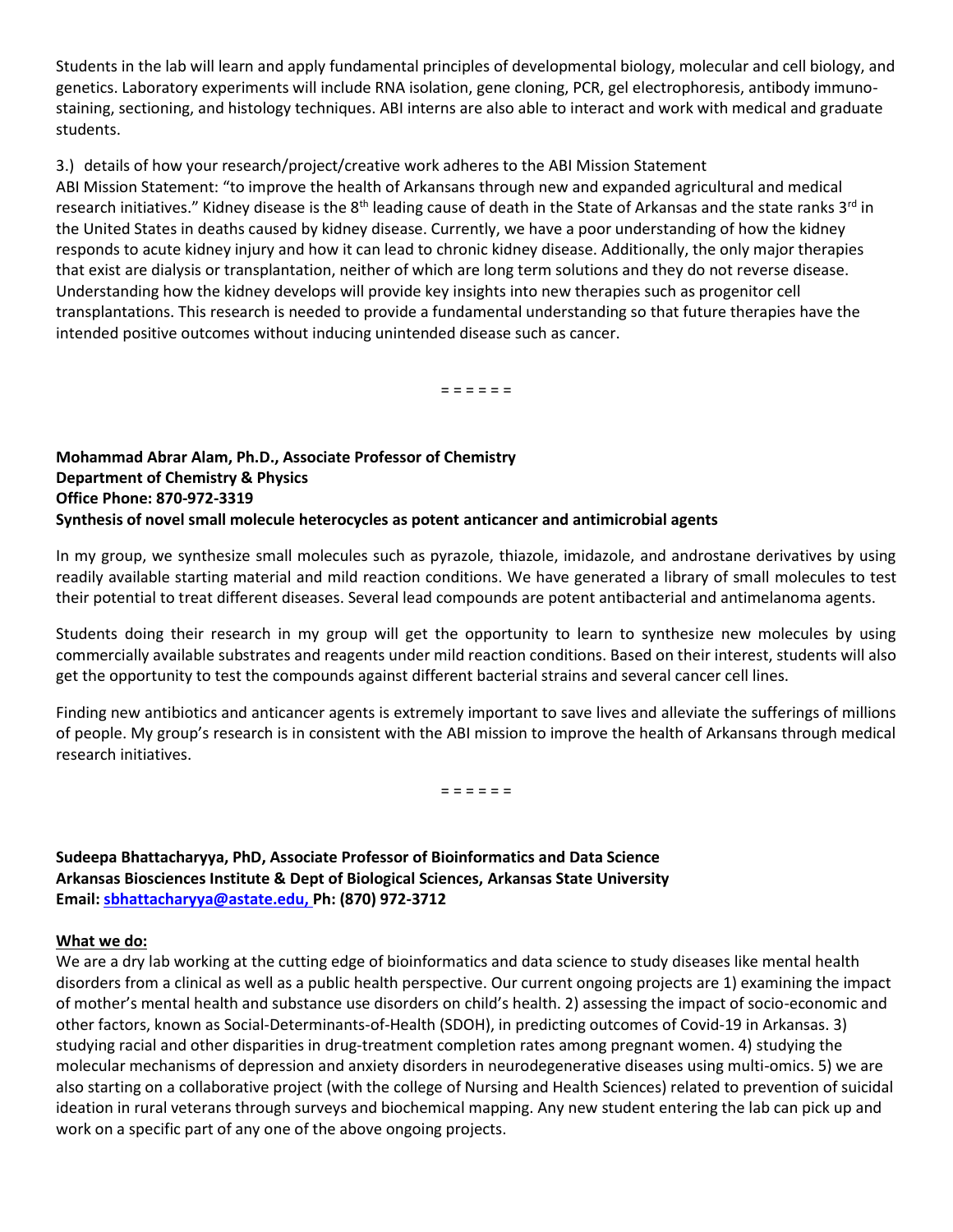Students in the lab will learn and apply fundamental principles of developmental biology, molecular and cell biology, and genetics. Laboratory experiments will include RNA isolation, gene cloning, PCR, gel electrophoresis, antibody immuno-staining, sectioning, and histology techniques. ABI interns are also able to interact and work with medical and graduate students.

3.) details of how your research/project/creative work adheres to the ABI Mission Statement

ABI Mission Statement: "to improve the health of Arkansans through new and expanded agricultural and medical research initiatives." Kidney disease is the 8th leading cause of death in the State of Arkansas and the state ranks 3rd in the United States in deaths caused by kidney disease. Currently, we have a poor understanding of how the kidney responds to acute kidney injury and how it can lead to chronic kidney disease. Additionally, the only major therapies that exist are dialysis or transplantation, neither of which are long term solutions and they do not reverse disease. Understanding how the kidney develops will provide key insights into new therapies such as progenitor cell transplantations. This research is needed to provide a fundamental understanding so that future therapies have the intended positive outcomes without inducing unintended disease such as cancer.

= = = = = =

**Mohammad Abrar Alam, Ph.D., Associate Professor of Chemistry**
**Department of Chemistry & Physics**
**Office Phone: 870-972-3319**
**Synthesis of novel small molecule heterocycles as potent anticancer and antimicrobial agents**

In my group, we synthesize small molecules such as pyrazole, thiazole, imidazole, and androstane derivatives by using readily available starting material and mild reaction conditions. We have generated a library of small molecules to test their potential to treat different diseases. Several lead compounds are potent antibacterial and antimelanoma agents.

Students doing their research in my group will get the opportunity to learn to synthesize new molecules by using commercially available substrates and reagents under mild reaction conditions. Based on their interest, students will also get the opportunity to test the compounds against different bacterial strains and several cancer cell lines.

Finding new antibiotics and anticancer agents is extremely important to save lives and alleviate the sufferings of millions of people. My group's research is in consistent with the ABI mission to improve the health of Arkansans through medical research initiatives.

= = = = = =

**Sudeepa Bhattacharyya, PhD, Associate Professor of Bioinformatics and Data Science**
**Arkansas Biosciences Institute & Dept of Biological Sciences, Arkansas State University**
**Email: sbhattacharyya@astate.edu, Ph: (870) 972-3712**

**What we do:**

We are a dry lab working at the cutting edge of bioinformatics and data science to study diseases like mental health disorders from a clinical as well as a public health perspective. Our current ongoing projects are 1) examining the impact of mother's mental health and substance use disorders on child's health. 2) assessing the impact of socio-economic and other factors, known as Social-Determinants-of-Health (SDOH), in predicting outcomes of Covid-19 in Arkansas. 3) studying racial and other disparities in drug-treatment completion rates among pregnant women. 4) studying the molecular mechanisms of depression and anxiety disorders in neurodegenerative diseases using multi-omics. 5) we are also starting on a collaborative project (with the college of Nursing and Health Sciences) related to prevention of suicidal ideation in rural veterans through surveys and biochemical mapping. Any new student entering the lab can pick up and work on a specific part of any one of the above ongoing projects.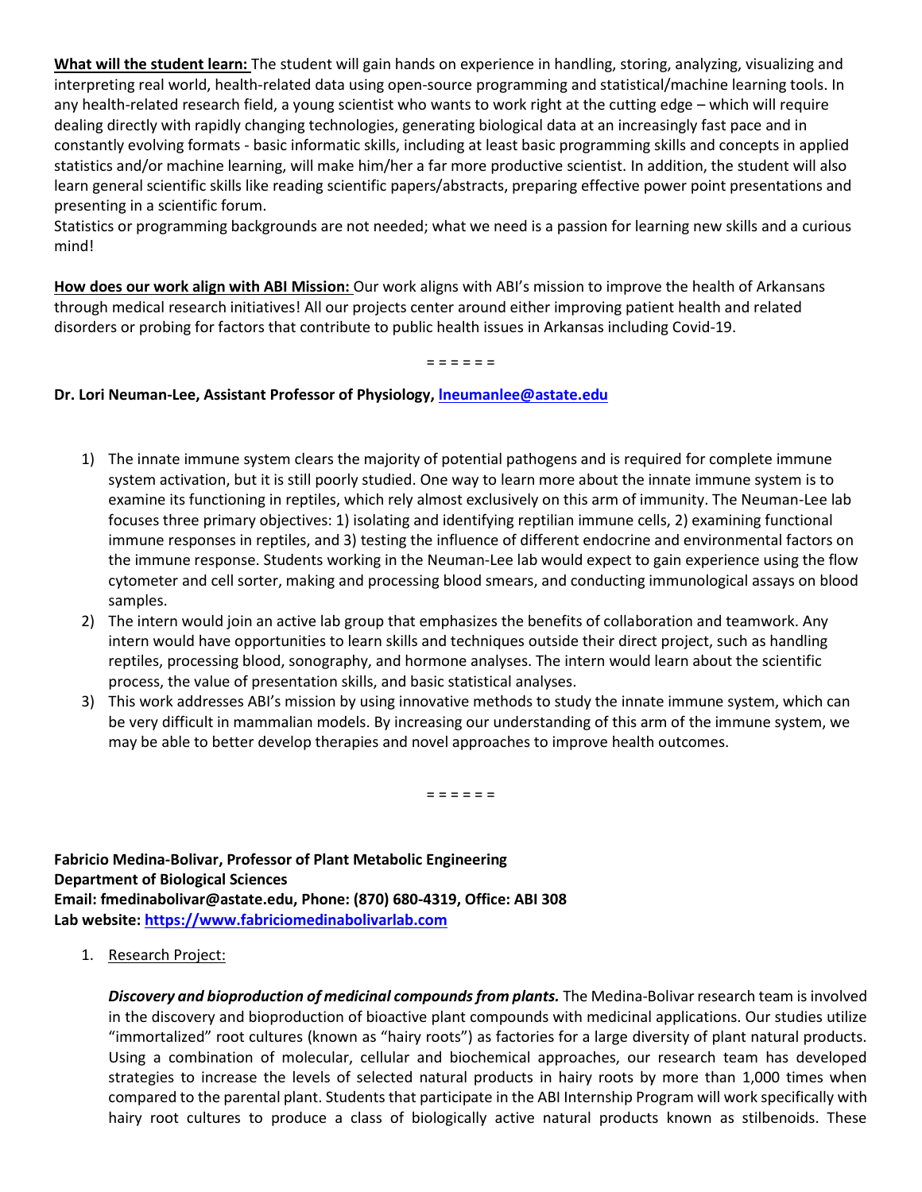**What will the student learn:** The student will gain hands on experience in handling, storing, analyzing, visualizing and interpreting real world, health-related data using open-source programming and statistical/machine learning tools. In any health-related research field, a young scientist who wants to work right at the cutting edge – which will require dealing directly with rapidly changing technologies, generating biological data at an increasingly fast pace and in constantly evolving formats - basic informatic skills, including at least basic programming skills and concepts in applied statistics and/or machine learning, will make him/her a far more productive scientist. In addition, the student will also learn general scientific skills like reading scientific papers/abstracts, preparing effective power point presentations and presenting in a scientific forum.
Statistics or programming backgrounds are not needed; what we need is a passion for learning new skills and a curious mind!

**How does our work align with ABI Mission:** Our work aligns with ABI's mission to improve the health of Arkansans through medical research initiatives! All our projects center around either improving patient health and related disorders or probing for factors that contribute to public health issues in Arkansas including Covid-19.

= = = = = =

**Dr. Lori Neuman-Lee, Assistant Professor of Physiology, [lneumanlee@astate.edu](mailto:lneumanlee@astate.edu)**

1) The innate immune system clears the majority of potential pathogens and is required for complete immune system activation, but it is still poorly studied. One way to learn more about the innate immune system is to examine its functioning in reptiles, which rely almost exclusively on this arm of immunity. The Neuman-Lee lab focuses three primary objectives: 1) isolating and identifying reptilian immune cells, 2) examining functional immune responses in reptiles, and 3) testing the influence of different endocrine and environmental factors on the immune response. Students working in the Neuman-Lee lab would expect to gain experience using the flow cytometer and cell sorter, making and processing blood smears, and conducting immunological assays on blood samples.
2) The intern would join an active lab group that emphasizes the benefits of collaboration and teamwork. Any intern would have opportunities to learn skills and techniques outside their direct project, such as handling reptiles, processing blood, sonography, and hormone analyses. The intern would learn about the scientific process, the value of presentation skills, and basic statistical analyses.
3) This work addresses ABI's mission by using innovative methods to study the innate immune system, which can be very difficult in mammalian models. By increasing our understanding of this arm of the immune system, we may be able to better develop therapies and novel approaches to improve health outcomes.

= = = = = =

**Fabricio Medina-Bolivar, Professor of Plant Metabolic Engineering**
**Department of Biological Sciences**
**Email: fmedinabolivar@astate.edu, Phone: (870) 680-4319, Office: ABI 308**
**Lab website: [https://www.fabriciomedinabolivarlab.com](https://www.fabriciomedinabolivarlab.com)**

1. Research Project:

   ***Discovery and bioproduction of medicinal compounds from plants.*** The Medina-Bolivar research team is involved in the discovery and bioproduction of bioactive plant compounds with medicinal applications. Our studies utilize "immortalized" root cultures (known as "hairy roots") as factories for a large diversity of plant natural products. Using a combination of molecular, cellular and biochemical approaches, our research team has developed strategies to increase the levels of selected natural products in hairy roots by more than 1,000 times when compared to the parental plant. Students that participate in the ABI Internship Program will work specifically with hairy root cultures to produce a class of biologically active natural products known as stilbenoids. These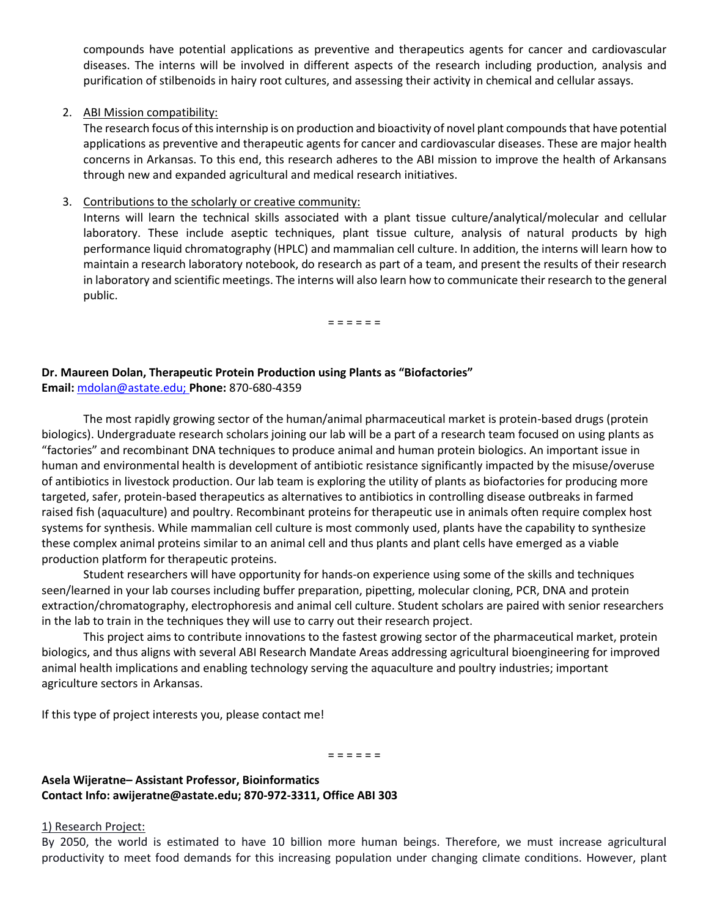compounds have potential applications as preventive and therapeutics agents for cancer and cardiovascular diseases. The interns will be involved in different aspects of the research including production, analysis and purification of stilbenoids in hairy root cultures, and assessing their activity in chemical and cellular assays.

2. ABI Mission compatibility:
   The research focus of this internship is on production and bioactivity of novel plant compounds that have potential applications as preventive and therapeutic agents for cancer and cardiovascular diseases. These are major health concerns in Arkansas. To this end, this research adheres to the ABI mission to improve the health of Arkansans through new and expanded agricultural and medical research initiatives.

3. Contributions to the scholarly or creative community:
   Interns will learn the technical skills associated with a plant tissue culture/analytical/molecular and cellular laboratory. These include aseptic techniques, plant tissue culture, analysis of natural products by high performance liquid chromatography (HPLC) and mammalian cell culture. In addition, the interns will learn how to maintain a research laboratory notebook, do research as part of a team, and present the results of their research in laboratory and scientific meetings. The interns will also learn how to communicate their research to the general public.

= = = = = =

**Dr. Maureen Dolan, Therapeutic Protein Production using Plants as "Biofactories"**
**Email:** mdolan@astate.edu; **Phone:** 870-680-4359

The most rapidly growing sector of the human/animal pharmaceutical market is protein-based drugs (protein biologics). Undergraduate research scholars joining our lab will be a part of a research team focused on using plants as "factories" and recombinant DNA techniques to produce animal and human protein biologics. An important issue in human and environmental health is development of antibiotic resistance significantly impacted by the misuse/overuse of antibiotics in livestock production. Our lab team is exploring the utility of plants as biofactories for producing more targeted, safer, protein-based therapeutics as alternatives to antibiotics in controlling disease outbreaks in farmed raised fish (aquaculture) and poultry. Recombinant proteins for therapeutic use in animals often require complex host systems for synthesis. While mammalian cell culture is most commonly used, plants have the capability to synthesize these complex animal proteins similar to an animal cell and thus plants and plant cells have emerged as a viable production platform for therapeutic proteins.

Student researchers will have opportunity for hands-on experience using some of the skills and techniques seen/learned in your lab courses including buffer preparation, pipetting, molecular cloning, PCR, DNA and protein extraction/chromatography, electrophoresis and animal cell culture. Student scholars are paired with senior researchers in the lab to train in the techniques they will use to carry out their research project.

This project aims to contribute innovations to the fastest growing sector of the pharmaceutical market, protein biologics, and thus aligns with several ABI Research Mandate Areas addressing agricultural bioengineering for improved animal health implications and enabling technology serving the aquaculture and poultry industries; important agriculture sectors in Arkansas.

If this type of project interests you, please contact me!

= = = = = =

**Asela Wijeratne– Assistant Professor, Bioinformatics**
**Contact Info: awijeratne@astate.edu; 870-972-3311, Office ABI 303**

1) Research Project:

By 2050, the world is estimated to have 10 billion more human beings. Therefore, we must increase agricultural productivity to meet food demands for this increasing population under changing climate conditions. However, plant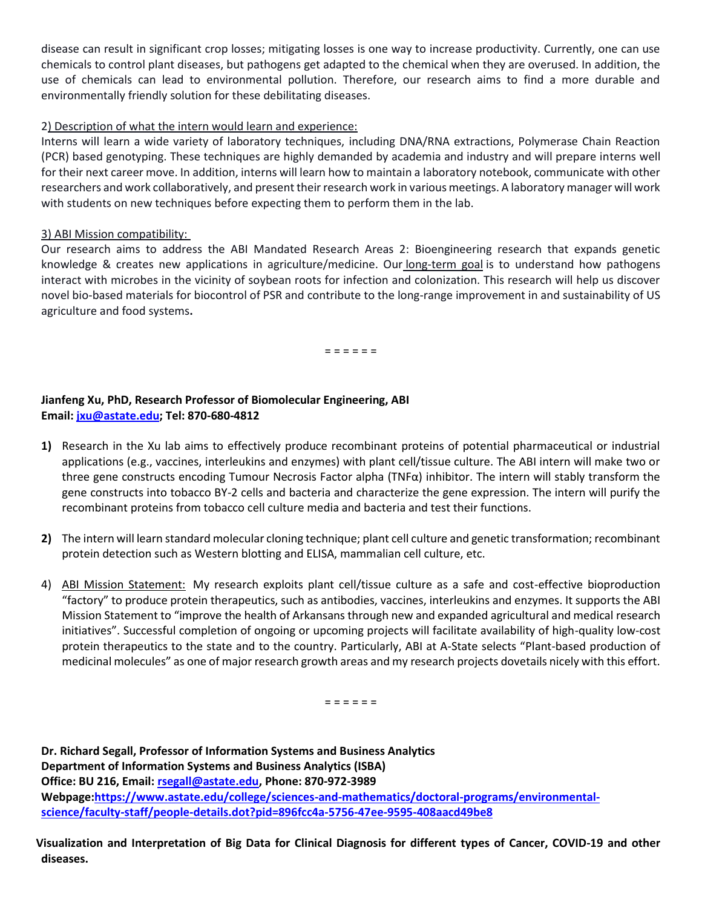disease can result in significant crop losses; mitigating losses is one way to increase productivity. Currently, one can use chemicals to control plant diseases, but pathogens get adapted to the chemical when they are overused. In addition, the use of chemicals can lead to environmental pollution. Therefore, our research aims to find a more durable and environmentally friendly solution for these debilitating diseases.

2) Description of what the intern would learn and experience:

Interns will learn a wide variety of laboratory techniques, including DNA/RNA extractions, Polymerase Chain Reaction (PCR) based genotyping. These techniques are highly demanded by academia and industry and will prepare interns well for their next career move. In addition, interns will learn how to maintain a laboratory notebook, communicate with other researchers and work collaboratively, and present their research work in various meetings. A laboratory manager will work with students on new techniques before expecting them to perform them in the lab.

3) ABI Mission compatibility:

Our research aims to address the ABI Mandated Research Areas 2: Bioengineering research that expands genetic knowledge & creates new applications in agriculture/medicine. Our long-term goal is to understand how pathogens interact with microbes in the vicinity of soybean roots for infection and colonization. This research will help us discover novel bio-based materials for biocontrol of PSR and contribute to the long-range improvement in and sustainability of US agriculture and food systems**.**

= = = = = =

**Jianfeng Xu, PhD, Research Professor of Biomolecular Engineering, ABI**
**Email: jxu@astate.edu; Tel: 870-680-4812**

1) Research in the Xu lab aims to effectively produce recombinant proteins of potential pharmaceutical or industrial applications (e.g., vaccines, interleukins and enzymes) with plant cell/tissue culture. The ABI intern will make two or three gene constructs encoding Tumour Necrosis Factor alpha (TNFα) inhibitor. The intern will stably transform the gene constructs into tobacco BY-2 cells and bacteria and characterize the gene expression. The intern will purify the recombinant proteins from tobacco cell culture media and bacteria and test their functions.

2) The intern will learn standard molecular cloning technique; plant cell culture and genetic transformation; recombinant protein detection such as Western blotting and ELISA, mammalian cell culture, etc.

4) ABI Mission Statement: My research exploits plant cell/tissue culture as a safe and cost-effective bioproduction "factory" to produce protein therapeutics, such as antibodies, vaccines, interleukins and enzymes. It supports the ABI Mission Statement to "improve the health of Arkansans through new and expanded agricultural and medical research initiatives". Successful completion of ongoing or upcoming projects will facilitate availability of high-quality low-cost protein therapeutics to the state and to the country. Particularly, ABI at A-State selects "Plant-based production of medicinal molecules" as one of major research growth areas and my research projects dovetails nicely with this effort.

= = = = = =

**Dr. Richard Segall, Professor of Information Systems and Business Analytics**
**Department of Information Systems and Business Analytics (ISBA)**
**Office: BU 216, Email: rsegall@astate.edu, Phone: 870-972-3989**
**Webpage: https://www.astate.edu/college/sciences-and-mathematics/doctoral-programs/environmental-science/faculty-staff/people-details.dot?pid=896fcc4a-5756-47ee-9595-408aacd49be8**

**Visualization and Interpretation of Big Data for Clinical Diagnosis for different types of Cancer, COVID-19 and other diseases.**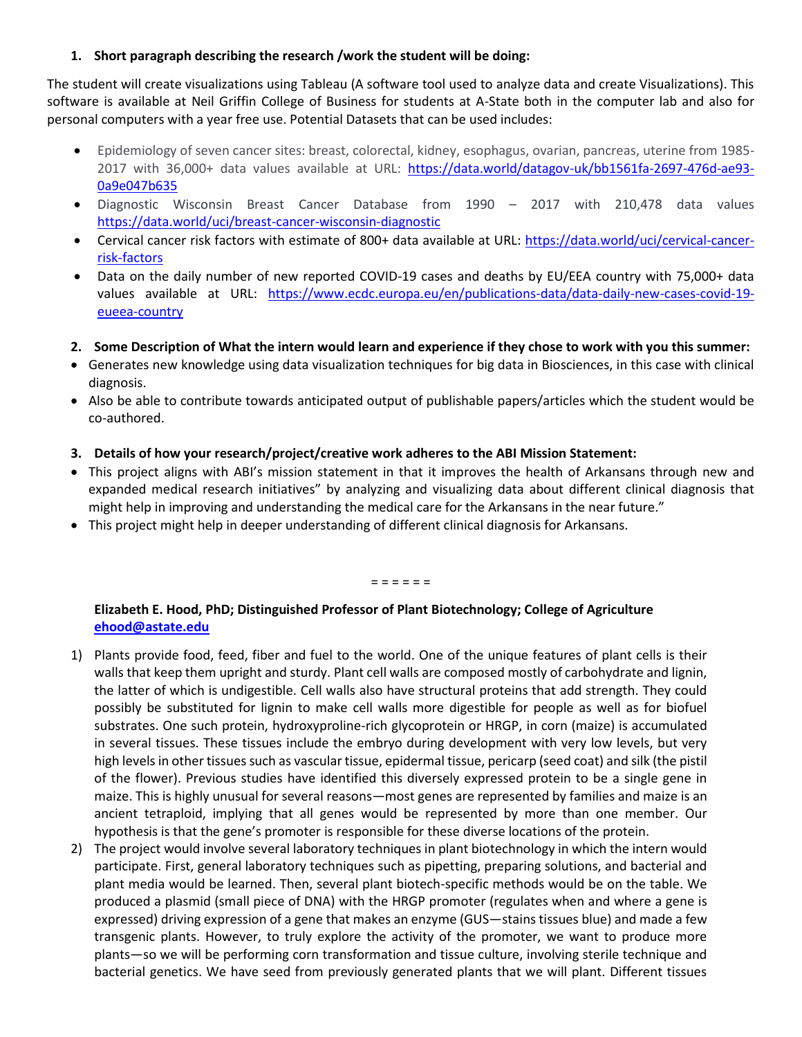1. **Short paragraph describing the research /work the student will be doing:**

The student will create visualizations using Tableau (A software tool used to analyze data and create Visualizations). This software is available at Neil Griffin College of Business for students at A-State both in the computer lab and also for personal computers with a year free use. Potential Datasets that can be used includes:

- Epidemiology of seven cancer sites: breast, colorectal, kidney, esophagus, ovarian, pancreas, uterine from 1985-2017 with 36,000+ data values available at URL: https://data.world/datagov-uk/bb1561fa-2697-476d-ae93-0a9e047b635
- Diagnostic Wisconsin Breast Cancer Database from 1990 – 2017 with 210,478 data values https://data.world/uci/breast-cancer-wisconsin-diagnostic
- Cervical cancer risk factors with estimate of 800+ data available at URL: https://data.world/uci/cervical-cancer-risk-factors
- Data on the daily number of new reported COVID-19 cases and deaths by EU/EEA country with 75,000+ data values available at URL: https://www.ecdc.europa.eu/en/publications-data/data-daily-new-cases-covid-19-eueea-country

2. **Some Description of What the intern would learn and experience if they chose to work with you this summer:**

- Generates new knowledge using data visualization techniques for big data in Biosciences, in this case with clinical diagnosis.
- Also be able to contribute towards anticipated output of publishable papers/articles which the student would be co-authored.

3. **Details of how your research/project/creative work adheres to the ABI Mission Statement:**

- This project aligns with ABI's mission statement in that it improves the health of Arkansans through new and expanded medical research initiatives" by analyzing and visualizing data about different clinical diagnosis that might help in improving and understanding the medical care for the Arkansans in the near future."
- This project might help in deeper understanding of different clinical diagnosis for Arkansans.

= = = = = =

**Elizabeth E. Hood, PhD; Distinguished Professor of Plant Biotechnology; College of Agriculture**
**ehood@astate.edu**

1) Plants provide food, feed, fiber and fuel to the world. One of the unique features of plant cells is their walls that keep them upright and sturdy. Plant cell walls are composed mostly of carbohydrate and lignin, the latter of which is undigestible. Cell walls also have structural proteins that add strength. They could possibly be substituted for lignin to make cell walls more digestible for people as well as for biofuel substrates. One such protein, hydroxyproline-rich glycoprotein or HRGP, in corn (maize) is accumulated in several tissues. These tissues include the embryo during development with very low levels, but very high levels in other tissues such as vascular tissue, epidermal tissue, pericarp (seed coat) and silk (the pistil of the flower). Previous studies have identified this diversely expressed protein to be a single gene in maize. This is highly unusual for several reasons—most genes are represented by families and maize is an ancient tetraploid, implying that all genes would be represented by more than one member. Our hypothesis is that the gene's promoter is responsible for these diverse locations of the protein.
2) The project would involve several laboratory techniques in plant biotechnology in which the intern would participate. First, general laboratory techniques such as pipetting, preparing solutions, and bacterial and plant media would be learned. Then, several plant biotech-specific methods would be on the table. We produced a plasmid (small piece of DNA) with the HRGP promoter (regulates when and where a gene is expressed) driving expression of a gene that makes an enzyme (GUS—stains tissues blue) and made a few transgenic plants. However, to truly explore the activity of the promoter, we want to produce more plants—so we will be performing corn transformation and tissue culture, involving sterile technique and bacterial genetics. We have seed from previously generated plants that we will plant. Different tissues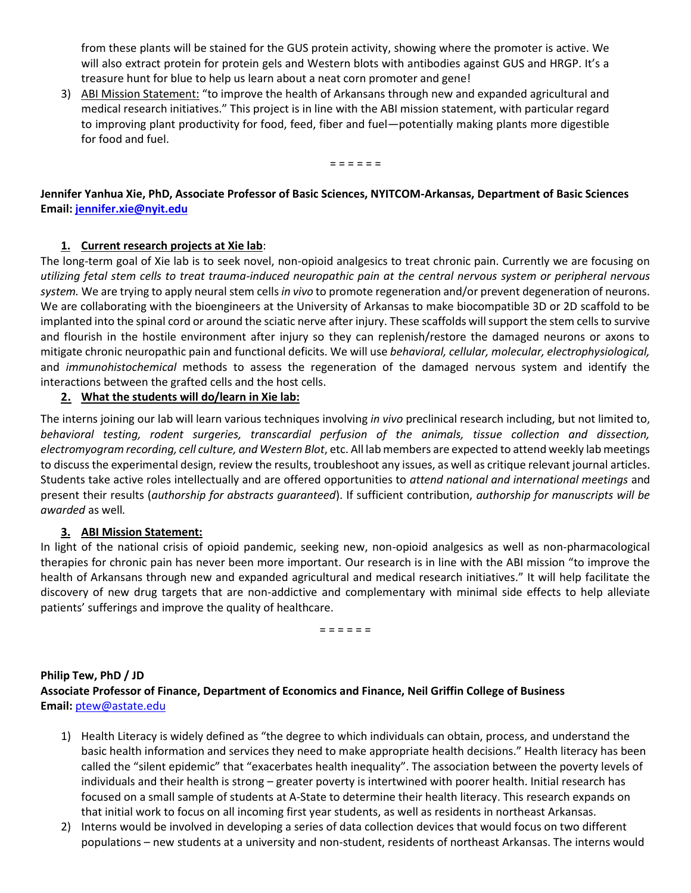from these plants will be stained for the GUS protein activity, showing where the promoter is active. We will also extract protein for protein gels and Western blots with antibodies against GUS and HRGP. It's a treasure hunt for blue to help us learn about a neat corn promoter and gene!

3) ABI Mission Statement: "to improve the health of Arkansans through new and expanded agricultural and medical research initiatives." This project is in line with the ABI mission statement, with particular regard to improving plant productivity for food, feed, fiber and fuel—potentially making plants more digestible for food and fuel.

= = = = = =

**Jennifer Yanhua Xie, PhD, Associate Professor of Basic Sciences, NYITCOM-Arkansas, Department of Basic Sciences**
**Email: jennifer.xie@nyit.edu**

1. **Current research projects at Xie lab**:

The long-term goal of Xie lab is to seek novel, non-opioid analgesics to treat chronic pain. Currently we are focusing on *utilizing fetal stem cells to treat trauma-induced neuropathic pain at the central nervous system or peripheral nervous system.* We are trying to apply neural stem cells *in vivo* to promote regeneration and/or prevent degeneration of neurons. We are collaborating with the bioengineers at the University of Arkansas to make biocompatible 3D or 2D scaffold to be implanted into the spinal cord or around the sciatic nerve after injury. These scaffolds will support the stem cells to survive and flourish in the hostile environment after injury so they can replenish/restore the damaged neurons or axons to mitigate chronic neuropathic pain and functional deficits. We will use *behavioral, cellular, molecular, electrophysiological,* and *immunohistochemical* methods to assess the regeneration of the damaged nervous system and identify the interactions between the grafted cells and the host cells.

2. **What the students will do/learn in Xie lab:**

The interns joining our lab will learn various techniques involving *in vivo* preclinical research including, but not limited to, *behavioral testing, rodent surgeries, transcardial perfusion of the animals, tissue collection and dissection, electromyogram recording, cell culture, and Western Blot*, etc. All lab members are expected to attend weekly lab meetings to discuss the experimental design, review the results, troubleshoot any issues, as well as critique relevant journal articles. Students take active roles intellectually and are offered opportunities to *attend national and international meetings* and present their results (*authorship for abstracts guaranteed*). If sufficient contribution, *authorship for manuscripts will be awarded* as well.

3. **ABI Mission Statement:**

In light of the national crisis of opioid pandemic, seeking new, non-opioid analgesics as well as non-pharmacological therapies for chronic pain has never been more important. Our research is in line with the ABI mission "to improve the health of Arkansans through new and expanded agricultural and medical research initiatives." It will help facilitate the discovery of new drug targets that are non-addictive and complementary with minimal side effects to help alleviate patients' sufferings and improve the quality of healthcare.

= = = = = =

**Philip Tew, PhD / JD**
**Associate Professor of Finance, Department of Economics and Finance, Neil Griffin College of Business**
**Email:** ptew@astate.edu

1) Health Literacy is widely defined as "the degree to which individuals can obtain, process, and understand the basic health information and services they need to make appropriate health decisions." Health literacy has been called the "silent epidemic" that "exacerbates health inequality". The association between the poverty levels of individuals and their health is strong – greater poverty is intertwined with poorer health. Initial research has focused on a small sample of students at A-State to determine their health literacy. This research expands on that initial work to focus on all incoming first year students, as well as residents in northeast Arkansas.
2) Interns would be involved in developing a series of data collection devices that would focus on two different populations – new students at a university and non-student, residents of northeast Arkansas. The interns would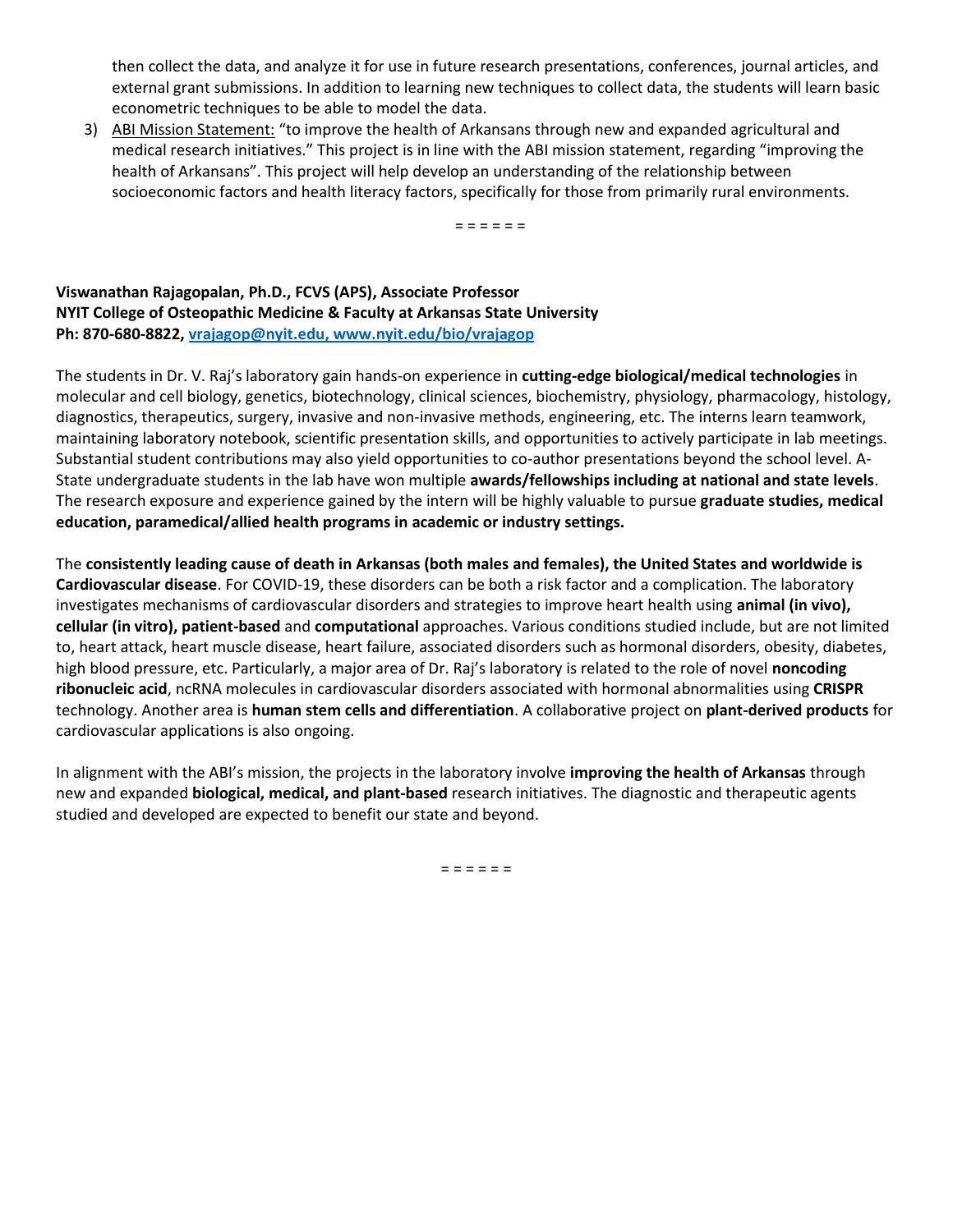then collect the data, and analyze it for use in future research presentations, conferences, journal articles, and external grant submissions. In addition to learning new techniques to collect data, the students will learn basic econometric techniques to be able to model the data.

3) ABI Mission Statement: "to improve the health of Arkansans through new and expanded agricultural and medical research initiatives." This project is in line with the ABI mission statement, regarding "improving the health of Arkansans". This project will help develop an understanding of the relationship between socioeconomic factors and health literacy factors, specifically for those from primarily rural environments.

= = = = = =

**Viswanathan Rajagopalan, Ph.D., FCVS (APS), Associate Professor**
**NYIT College of Osteopathic Medicine & Faculty at Arkansas State University**
**Ph: 870-680-8822, vrajagop@nyit.edu, www.nyit.edu/bio/vrajagop**

The students in Dr. V. Raj's laboratory gain hands-on experience in **cutting-edge biological/medical technologies** in molecular and cell biology, genetics, biotechnology, clinical sciences, biochemistry, physiology, pharmacology, histology, diagnostics, therapeutics, surgery, invasive and non-invasive methods, engineering, etc. The interns learn teamwork, maintaining laboratory notebook, scientific presentation skills, and opportunities to actively participate in lab meetings. Substantial student contributions may also yield opportunities to co-author presentations beyond the school level. A-State undergraduate students in the lab have won multiple **awards/fellowships including at national and state levels**. The research exposure and experience gained by the intern will be highly valuable to pursue **graduate studies, medical education, paramedical/allied health programs in academic or industry settings.**

The **consistently leading cause of death in Arkansas (both males and females), the United States and worldwide is Cardiovascular disease**. For COVID-19, these disorders can be both a risk factor and a complication. The laboratory investigates mechanisms of cardiovascular disorders and strategies to improve heart health using **animal (in vivo), cellular (in vitro), patient-based** and **computational** approaches. Various conditions studied include, but are not limited to, heart attack, heart muscle disease, heart failure, associated disorders such as hormonal disorders, obesity, diabetes, high blood pressure, etc. Particularly, a major area of Dr. Raj's laboratory is related to the role of novel **noncoding ribonucleic acid**, ncRNA molecules in cardiovascular disorders associated with hormonal abnormalities using **CRISPR** technology. Another area is **human stem cells and differentiation**. A collaborative project on **plant-derived products** for cardiovascular applications is also ongoing.

In alignment with the ABI's mission, the projects in the laboratory involve **improving the health of Arkansas** through new and expanded **biological, medical, and plant-based** research initiatives. The diagnostic and therapeutic agents studied and developed are expected to benefit our state and beyond.

= = = = = =